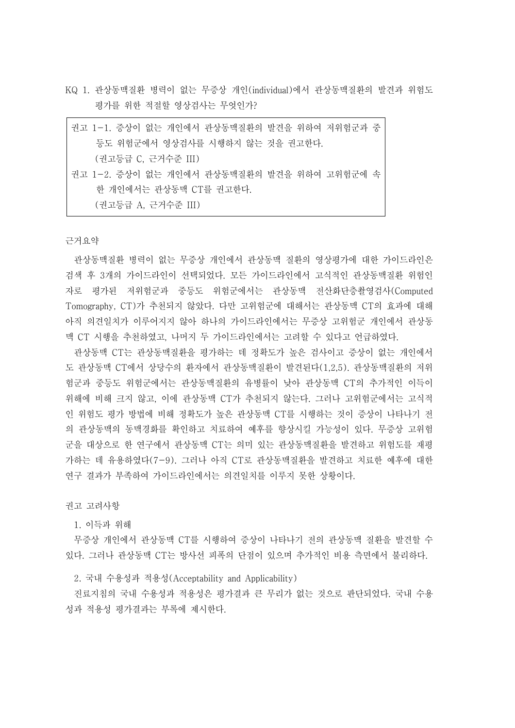KQ 1. 관상동맥질환 병력이 없는 무증상 개인(individual)에서 관상동맥질환의 발견과 위험도 평가를 위한 적절할 영상검사는 무엇인가?

> 권고 1-1. 증상이 없는 개인에서 관상동맥질환의 발견을 위하여 저위험군과 중등도 위험군에서 영상검사를 시행하지 않는 것을 권고한다.
> (권고등급 C, 근거수준 III)
>
> 권고 1-2. 증상이 없는 개인에서 관상동맥질환의 발견을 위하여 고위험군에 속한 개인에서는 관상동맥 CT를 권고한다.
> (권고등급 A, 근거수준 III)

근거요약

관상동맥질환 병력이 없는 무증상 개인에서 관상동맥 질환의 영상평가에 대한 가이드라인은 검색 후 3개의 가이드라인이 선택되었다. 모든 가이드라인에서 고식적인 관상동맥질환 위험인자로 평가된 저위험군과 중등도 위험군에서는 관상동맥 전산화단층촬영검사(Computed Tomography, CT)가 추천되지 않았다. 다만 고위험군에 대해서는 관상동맥 CT의 효과에 대해 아직 의견일치가 이루어지지 않아 하나의 가이드라인에서는 무증상 고위험군 개인에서 관상동맥 CT 시행을 추천하였고, 나머지 두 가이드라인에서는 고려할 수 있다고 언급하였다.

관상동맥 CT는 관상동맥질환을 평가하는 데 정확도가 높은 검사이고 증상이 없는 개인에서도 관상동맥 CT에서 상당수의 환자에서 관상동맥질환이 발견된다(1,2,5). 관상동맥질환의 저위험군과 중등도 위험군에서는 관상동맥질환의 유병률이 낮아 관상동맥 CT의 추가적인 이득이 위해에 비해 크지 않고, 이에 관상동맥 CT가 추천되지 않는다. 그러나 고위험군에서는 고식적인 위험도 평가 방법에 비해 정확도가 높은 관상동맥 CT를 시행하는 것이 증상이 나타나기 전의 관상동맥의 동맥경화를 확인하고 치료하여 예후를 향상시킬 가능성이 있다. 무증상 고위험군을 대상으로 한 연구에서 관상동맥 CT는 의미 있는 관상동맥질환을 발견하고 위험도를 재평가하는 데 유용하였다(7-9). 그러나 아직 CT로 관상동맥질환을 발견하고 치료한 예후에 대한 연구 결과가 부족하여 가이드라인에서는 의견일치를 이루지 못한 상황이다.

권고 고려사항

1. 이득과 위해

무증상 개인에서 관상동맥 CT를 시행하여 증상이 나타나기 전의 관상동맥 질환을 발견할 수 있다. 그러나 관상동맥 CT는 방사선 피폭의 단점이 있으며 추가적인 비용 측면에서 불리하다.

2. 국내 수용성과 적용성(Acceptability and Applicability)

진료지침의 국내 수용성과 적용성은 평가결과 큰 무리가 없는 것으로 판단되었다. 국내 수용성과 적용성 평가결과는 부록에 제시한다.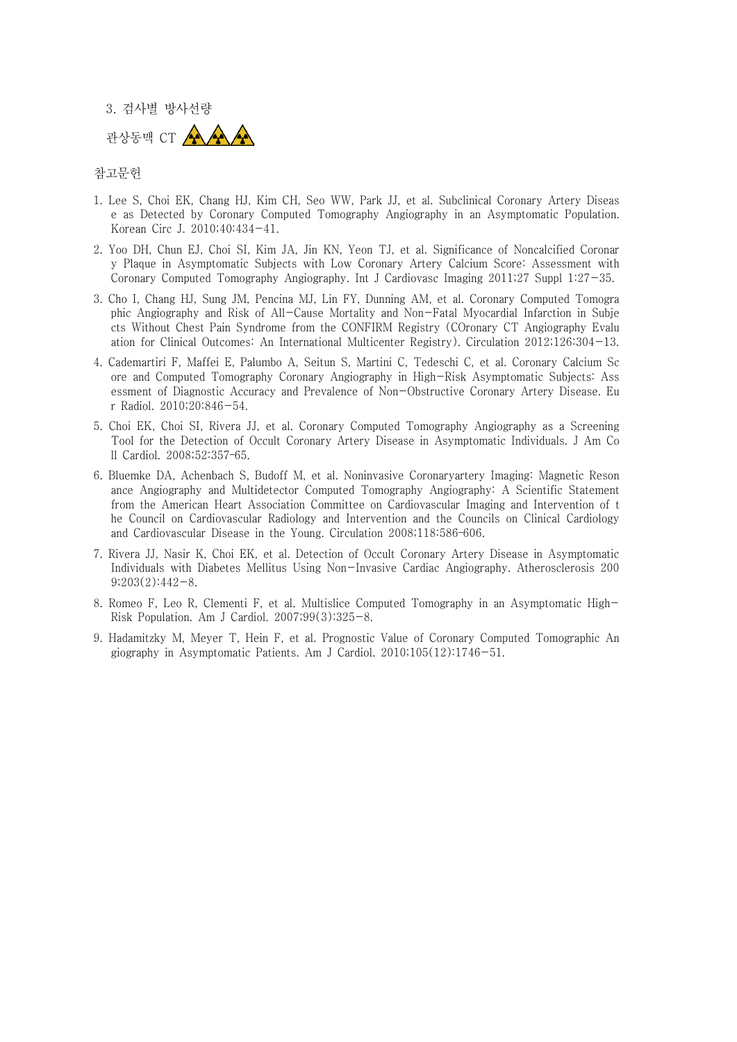3. 검사별 방사선량

관상동맥 CT

참고문헌

1. Lee S, Choi EK, Chang HJ, Kim CH, Seo WW, Park JJ, et al. Subclinical Coronary Artery Disease as Detected by Coronary Computed Tomography Angiography in an Asymptomatic Population. Korean Circ J. 2010;40:434-41.
2. Yoo DH, Chun EJ, Choi SI, Kim JA, Jin KN, Yeon TJ, et al. Significance of Noncalcified Coronary Plaque in Asymptomatic Subjects with Low Coronary Artery Calcium Score: Assessment with Coronary Computed Tomography Angiography. Int J Cardiovasc Imaging 2011;27 Suppl 1:27-35.
3. Cho I, Chang HJ, Sung JM, Pencina MJ, Lin FY, Dunning AM, et al. Coronary Computed Tomographic Angiography and Risk of All-Cause Mortality and Non-Fatal Myocardial Infarction in Subjects Without Chest Pain Syndrome from the CONFIRM Registry (COronary CT Angiography Evaluation for Clinical Outcomes: An International Multicenter Registry). Circulation 2012;126:304-13.
4. Cademartiri F, Maffei E, Palumbo A, Seitun S, Martini C, Tedeschi C, et al. Coronary Calcium Score and Computed Tomography Coronary Angiography in High-Risk Asymptomatic Subjects: Assessment of Diagnostic Accuracy and Prevalence of Non-Obstructive Coronary Artery Disease. Eur Radiol. 2010;20:846-54.
5. Choi EK, Choi SI, Rivera JJ, et al. Coronary Computed Tomography Angiography as a Screening Tool for the Detection of Occult Coronary Artery Disease in Asymptomatic Individuals. J Am Coll Cardiol. 2008;52:357-65.
6. Bluemke DA, Achenbach S, Budoff M, et al. Noninvasive Coronaryartery Imaging: Magnetic Resonance Angiography and Multidetector Computed Tomography Angiography: A Scientific Statement from the American Heart Association Committee on Cardiovascular Imaging and Intervention of the Council on Cardiovascular Radiology and Intervention and the Councils on Clinical Cardiology and Cardiovascular Disease in the Young. Circulation 2008;118:586-606.
7. Rivera JJ, Nasir K, Choi EK, et al. Detection of Occult Coronary Artery Disease in Asymptomatic Individuals with Diabetes Mellitus Using Non-Invasive Cardiac Angiography. Atherosclerosis 2009;203(2):442-8.
8. Romeo F, Leo R, Clementi F, et al. Multislice Computed Tomography in an Asymptomatic High-Risk Population. Am J Cardiol. 2007;99(3):325-8.
9. Hadamitzky M, Meyer T, Hein F, et al. Prognostic Value of Coronary Computed Tomographic Angiography in Asymptomatic Patients. Am J Cardiol. 2010;105(12):1746-51.